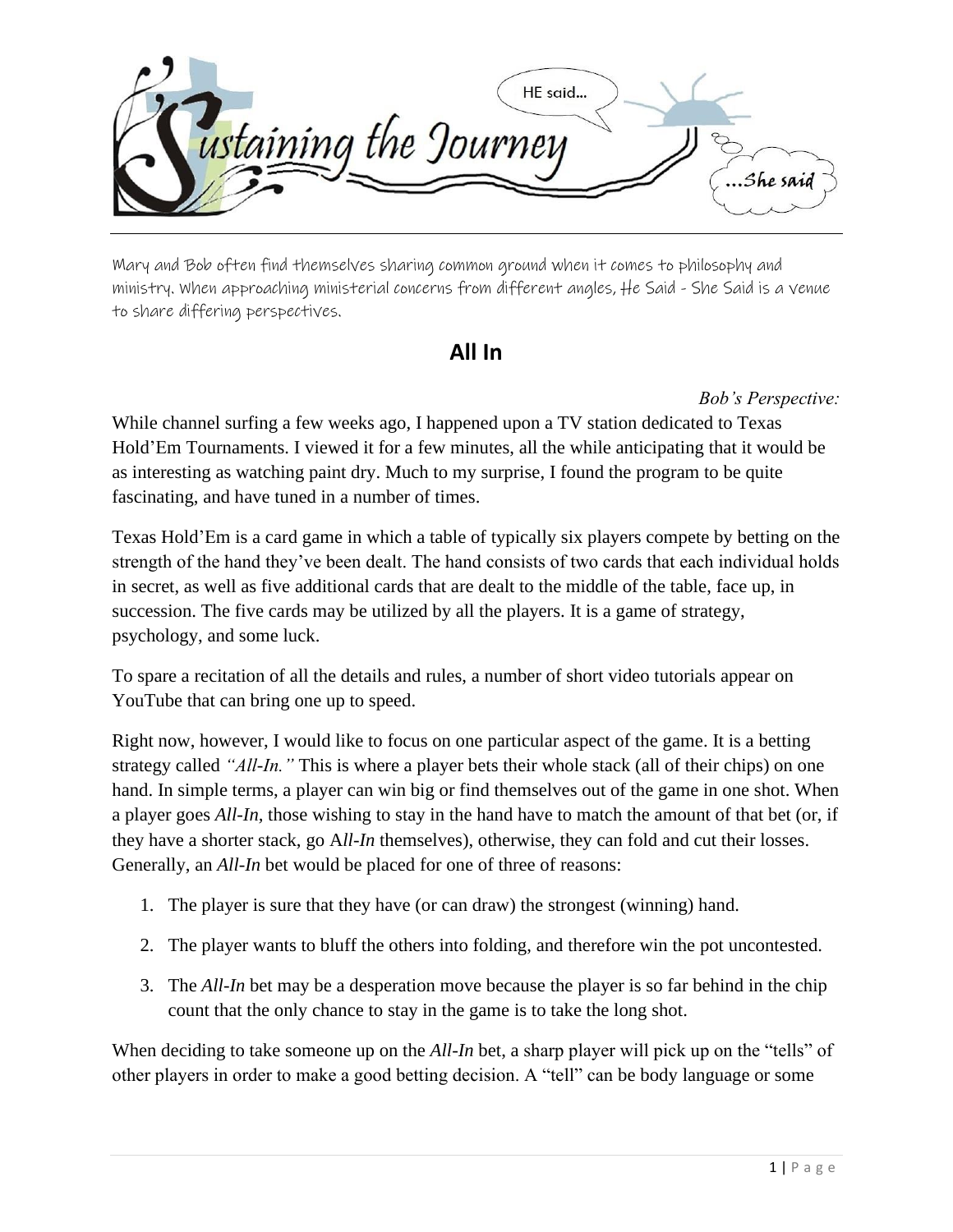Sustaining the Journey

HE said... ...She said

Mary and Bob often find themselves sharing common ground when it comes to philosophy and ministry. When approaching ministerial concerns from different angles, He Said - She Said is a venue to share differing perspectives.

## All In

*Bob's Perspective:*

While channel surfing a few weeks ago, I happened upon a TV station dedicated to Texas Hold'Em Tournaments. I viewed it for a few minutes, all the while anticipating that it would be as interesting as watching paint dry. Much to my surprise, I found the program to be quite fascinating, and have tuned in a number of times.

Texas Hold'Em is a card game in which a table of typically six players compete by betting on the strength of the hand they've been dealt. The hand consists of two cards that each individual holds in secret, as well as five additional cards that are dealt to the middle of the table, face up, in succession. The five cards may be utilized by all the players. It is a game of strategy, psychology, and some luck.

To spare a recitation of all the details and rules, a number of short video tutorials appear on YouTube that can bring one up to speed.

Right now, however, I would like to focus on one particular aspect of the game. It is a betting strategy called *"All-In."* This is where a player bets their whole stack (all of their chips) on one hand. In simple terms, a player can win big or find themselves out of the game in one shot. When a player goes *All-In,* those wishing to stay in the hand have to match the amount of that bet (or, if they have a shorter stack, go A*ll-In* themselves), otherwise, they can fold and cut their losses. Generally, an *All-In* bet would be placed for one of three of reasons:

1. The player is sure that they have (or can draw) the strongest (winning) hand.
2. The player wants to bluff the others into folding, and therefore win the pot uncontested.
3. The *All-In* bet may be a desperation move because the player is so far behind in the chip count that the only chance to stay in the game is to take the long shot.

When deciding to take someone up on the *All-In* bet, a sharp player will pick up on the "tells" of other players in order to make a good betting decision. A "tell" can be body language or some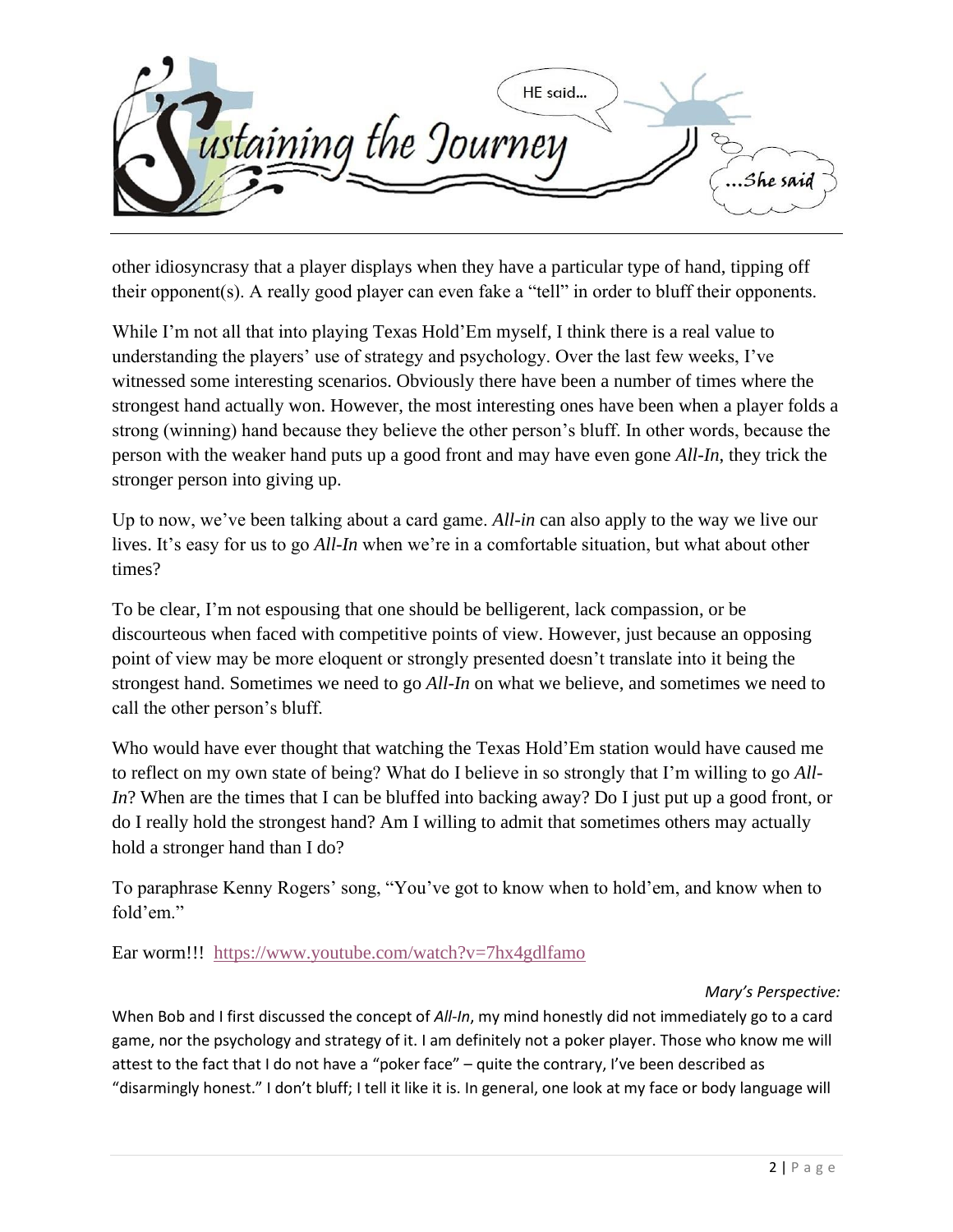other idiosyncrasy that a player displays when they have a particular type of hand, tipping off their opponent(s). A really good player can even fake a "tell" in order to bluff their opponents.

While I'm not all that into playing Texas Hold'Em myself, I think there is a real value to understanding the players' use of strategy and psychology. Over the last few weeks, I've witnessed some interesting scenarios. Obviously there have been a number of times where the strongest hand actually won. However, the most interesting ones have been when a player folds a strong (winning) hand because they believe the other person's bluff. In other words, because the person with the weaker hand puts up a good front and may have even gone *All-In*, they trick the stronger person into giving up.

Up to now, we've been talking about a card game. *All-in* can also apply to the way we live our lives. It's easy for us to go *All-In* when we're in a comfortable situation, but what about other times?

To be clear, I'm not espousing that one should be belligerent, lack compassion, or be discourteous when faced with competitive points of view. However, just because an opposing point of view may be more eloquent or strongly presented doesn't translate into it being the strongest hand. Sometimes we need to go *All-In* on what we believe, and sometimes we need to call the other person's bluff.

Who would have ever thought that watching the Texas Hold'Em station would have caused me to reflect on my own state of being? What do I believe in so strongly that I'm willing to go *All-In*? When are the times that I can be bluffed into backing away? Do I just put up a good front, or do I really hold the strongest hand? Am I willing to admit that sometimes others may actually hold a stronger hand than I do?

To paraphrase Kenny Rogers' song, "You've got to know when to hold'em, and know when to fold'em."

Ear worm!!! https://www.youtube.com/watch?v=7hx4gdlfamo

*Mary's Perspective:*

When Bob and I first discussed the concept of *All-In*, my mind honestly did not immediately go to a card game, nor the psychology and strategy of it. I am definitely not a poker player. Those who know me will attest to the fact that I do not have a "poker face" – quite the contrary, I've been described as "disarmingly honest." I don't bluff; I tell it like it is. In general, one look at my face or body language will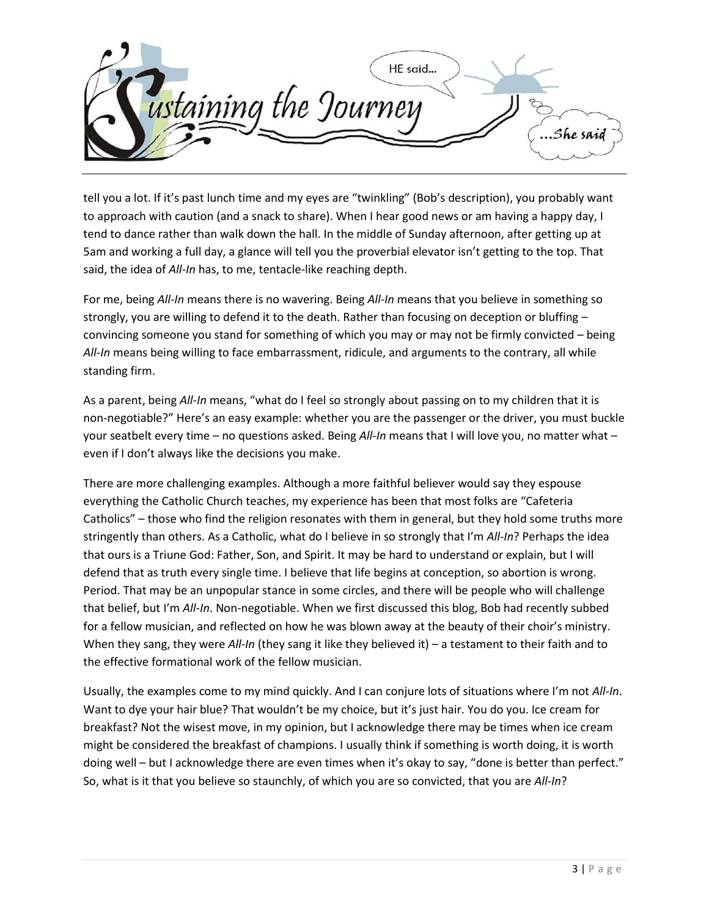tell you a lot. If it's past lunch time and my eyes are "twinkling" (Bob's description), you probably want to approach with caution (and a snack to share). When I hear good news or am having a happy day, I tend to dance rather than walk down the hall. In the middle of Sunday afternoon, after getting up at 5am and working a full day, a glance will tell you the proverbial elevator isn't getting to the top. That said, the idea of *All-In* has, to me, tentacle-like reaching depth.

For me, being *All-In* means there is no wavering. Being *All-In* means that you believe in something so strongly, you are willing to defend it to the death. Rather than focusing on deception or bluffing – convincing someone you stand for something of which you may or may not be firmly convicted – being *All-In* means being willing to face embarrassment, ridicule, and arguments to the contrary, all while standing firm.

As a parent, being *All-In* means, "what do I feel so strongly about passing on to my children that it is non-negotiable?" Here's an easy example: whether you are the passenger or the driver, you must buckle your seatbelt every time – no questions asked. Being *All-In* means that I will love you, no matter what – even if I don't always like the decisions you make.

There are more challenging examples. Although a more faithful believer would say they espouse everything the Catholic Church teaches, my experience has been that most folks are "Cafeteria Catholics" – those who find the religion resonates with them in general, but they hold some truths more stringently than others. As a Catholic, what do I believe in so strongly that I'm *All-In*? Perhaps the idea that ours is a Triune God: Father, Son, and Spirit. It may be hard to understand or explain, but I will defend that as truth every single time. I believe that life begins at conception, so abortion is wrong. Period. That may be an unpopular stance in some circles, and there will be people who will challenge that belief, but I'm *All-In*. Non-negotiable. When we first discussed this blog, Bob had recently subbed for a fellow musician, and reflected on how he was blown away at the beauty of their choir's ministry. When they sang, they were *All-In* (they sang it like they believed it) – a testament to their faith and to the effective formational work of the fellow musician.

Usually, the examples come to my mind quickly. And I can conjure lots of situations where I'm not *All-In*. Want to dye your hair blue? That wouldn't be my choice, but it's just hair. You do you. Ice cream for breakfast? Not the wisest move, in my opinion, but I acknowledge there may be times when ice cream might be considered the breakfast of champions. I usually think if something is worth doing, it is worth doing well – but I acknowledge there are even times when it's okay to say, "done is better than perfect." So, what is it that you believe so staunchly, of which you are so convicted, that you are *All-In*?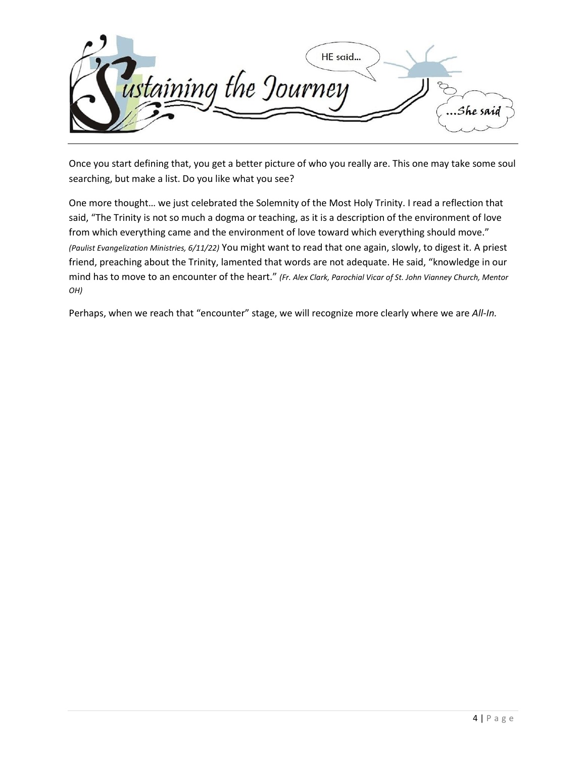Once you start defining that, you get a better picture of who you really are. This one may take some soul searching, but make a list. Do you like what you see?

One more thought… we just celebrated the Solemnity of the Most Holy Trinity. I read a reflection that said, "The Trinity is not so much a dogma or teaching, as it is a description of the environment of love from which everything came and the environment of love toward which everything should move." *(Paulist Evangelization Ministries, 6/11/22)* You might want to read that one again, slowly, to digest it. A priest friend, preaching about the Trinity, lamented that words are not adequate. He said, "knowledge in our mind has to move to an encounter of the heart." *(Fr. Alex Clark, Parochial Vicar of St. John Vianney Church, Mentor OH)*

Perhaps, when we reach that "encounter" stage, we will recognize more clearly where we are *All-In.*